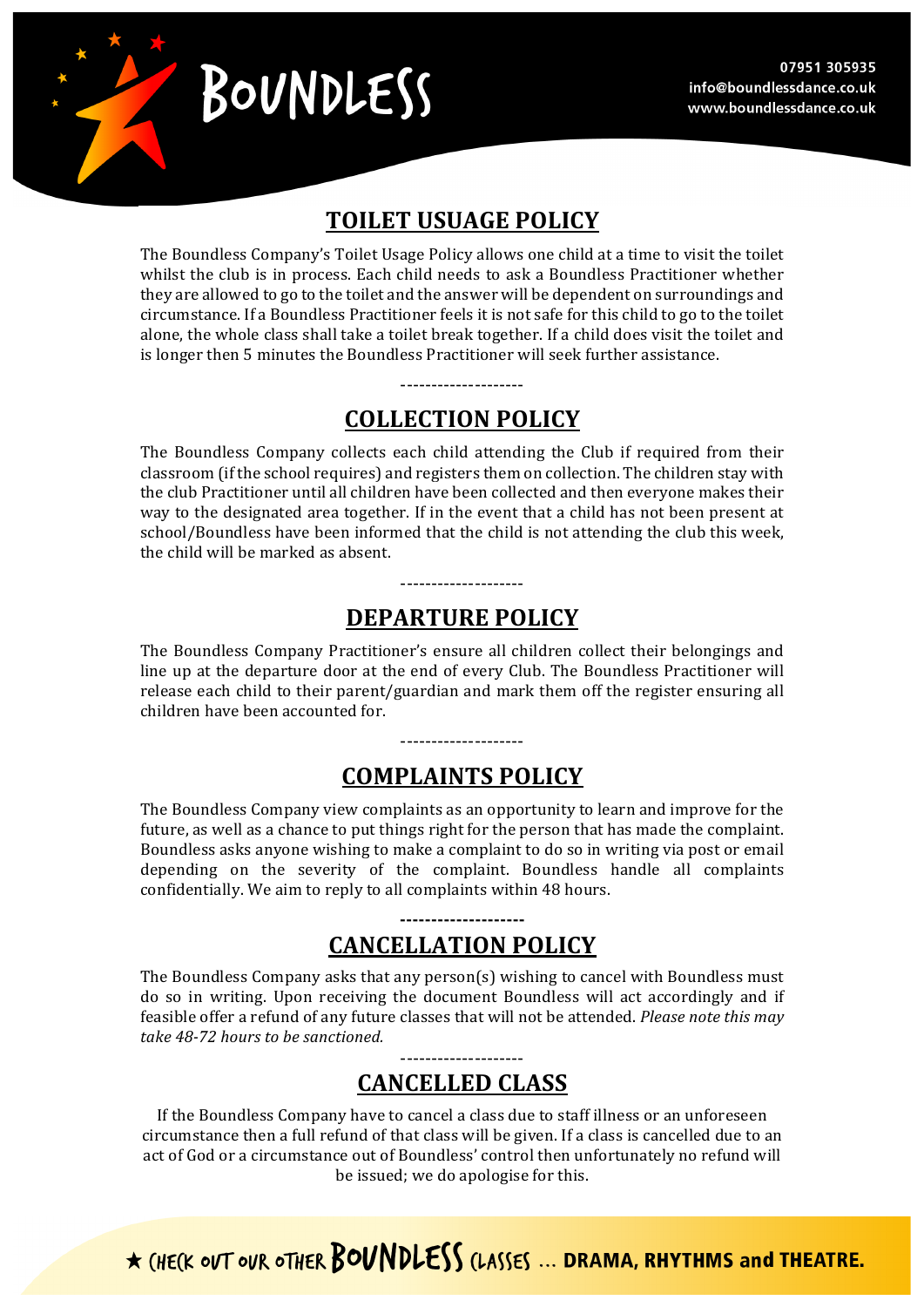# BOUNDLESS

07951 305935
info@boundlessdance.co.uk
www.boundlessdance.co.uk

## TOILET USUAGE POLICY

The Boundless Company's Toilet Usage Policy allows one child at a time to visit the toilet whilst the club is in process. Each child needs to ask a Boundless Practitioner whether they are allowed to go to the toilet and the answer will be dependent on surroundings and circumstance. If a Boundless Practitioner feels it is not safe for this child to go to the toilet alone, the whole class shall take a toilet break together. If a child does visit the toilet and is longer then 5 minutes the Boundless Practitioner will seek further assistance.

--------------------

## COLLECTION POLICY

The Boundless Company collects each child attending the Club if required from their classroom (if the school requires) and registers them on collection. The children stay with the club Practitioner until all children have been collected and then everyone makes their way to the designated area together. If in the event that a child has not been present at school/Boundless have been informed that the child is not attending the club this week, the child will be marked as absent.

--------------------

## DEPARTURE POLICY

The Boundless Company Practitioner's ensure all children collect their belongings and line up at the departure door at the end of every Club. The Boundless Practitioner will release each child to their parent/guardian and mark them off the register ensuring all children have been accounted for.

--------------------

## COMPLAINTS POLICY

The Boundless Company view complaints as an opportunity to learn and improve for the future, as well as a chance to put things right for the person that has made the complaint. Boundless asks anyone wishing to make a complaint to do so in writing via post or email depending on the severity of the complaint. Boundless handle all complaints confidentially. We aim to reply to all complaints within 48 hours.

--------------------

## CANCELLATION POLICY

The Boundless Company asks that any person(s) wishing to cancel with Boundless must do so in writing. Upon receiving the document Boundless will act accordingly and if feasible offer a refund of any future classes that will not be attended. *Please note this may take 48-72 hours to be sanctioned.*

--------------------

## CANCELLED CLASS

If the Boundless Company have to cancel a class due to staff illness or an unforeseen circumstance then a full refund of that class will be given. If a class is cancelled due to an act of God or a circumstance out of Boundless' control then unfortunately no refund will be issued; we do apologise for this.

★ CHECK OUT OUR OTHER BOUNDLESS CLASSES … **DRAMA, RHYTHMS and THEATRE.**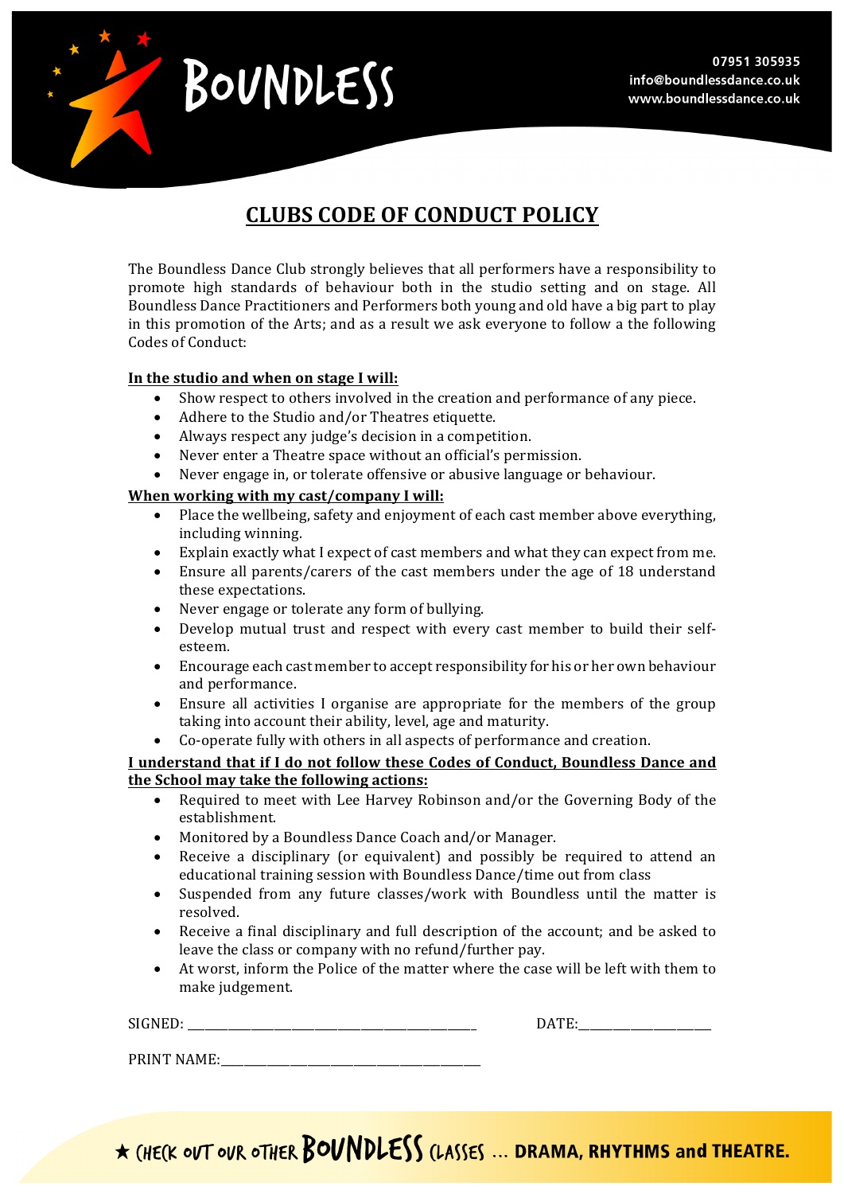BOUNDLESS

07951 305935
info@boundlessdance.co.uk
www.boundlessdance.co.uk

# CLUBS CODE OF CONDUCT POLICY

The Boundless Dance Club strongly believes that all performers have a responsibility to promote high standards of behaviour both in the studio setting and on stage. All Boundless Dance Practitioners and Performers both young and old have a big part to play in this promotion of the Arts; and as a result we ask everyone to follow a the following Codes of Conduct:

**In the studio and when on stage I will:**

- Show respect to others involved in the creation and performance of any piece.
- Adhere to the Studio and/or Theatres etiquette.
- Always respect any judge's decision in a competition.
- Never enter a Theatre space without an official's permission.
- Never engage in, or tolerate offensive or abusive language or behaviour.

**When working with my cast/company I will:**

- Place the wellbeing, safety and enjoyment of each cast member above everything, including winning.
- Explain exactly what I expect of cast members and what they can expect from me.
- Ensure all parents/carers of the cast members under the age of 18 understand these expectations.
- Never engage or tolerate any form of bullying.
- Develop mutual trust and respect with every cast member to build their self-esteem.
- Encourage each cast member to accept responsibility for his or her own behaviour and performance.
- Ensure all activities I organise are appropriate for the members of the group taking into account their ability, level, age and maturity.
- Co-operate fully with others in all aspects of performance and creation.

**I understand that if I do not follow these Codes of Conduct, Boundless Dance and the School may take the following actions:**

- Required to meet with Lee Harvey Robinson and/or the Governing Body of the establishment.
- Monitored by a Boundless Dance Coach and/or Manager.
- Receive a disciplinary (or equivalent) and possibly be required to attend an educational training session with Boundless Dance/time out from class
- Suspended from any future classes/work with Boundless until the matter is resolved.
- Receive a final disciplinary and full description of the account; and be asked to leave the class or company with no refund/further pay.
- At worst, inform the Police of the matter where the case will be left with them to make judgement.

SIGNED: ______________________________ DATE: ______________

PRINT NAME: ______________________________

★ CHECK OUT OUR OTHER BOUNDLESS CLASSES ... DRAMA, RHYTHMS and THEATRE.